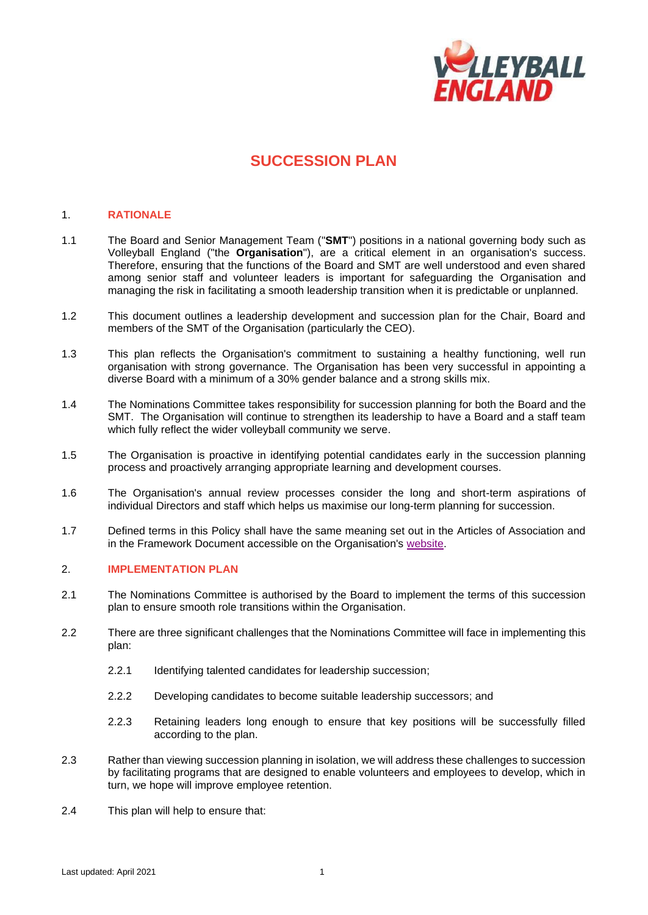# SUCCESSION PLAN

## 1. RATIONALE

1.1 The Board and Senior Management Team ("**SMT**") positions in a national governing body such as Volleyball England ("the **Organisation**"), are a critical element in an organisation's success. Therefore, ensuring that the functions of the Board and SMT are well understood and even shared among senior staff and volunteer leaders is important for safeguarding the Organisation and managing the risk in facilitating a smooth leadership transition when it is predictable or unplanned.

1.2 This document outlines a leadership development and succession plan for the Chair, Board and members of the SMT of the Organisation (particularly the CEO).

1.3 This plan reflects the Organisation's commitment to sustaining a healthy functioning, well run organisation with strong governance. The Organisation has been very successful in appointing a diverse Board with a minimum of a 30% gender balance and a strong skills mix.

1.4 The Nominations Committee takes responsibility for succession planning for both the Board and the SMT. The Organisation will continue to strengthen its leadership to have a Board and a staff team which fully reflect the wider volleyball community we serve.

1.5 The Organisation is proactive in identifying potential candidates early in the succession planning process and proactively arranging appropriate learning and development courses.

1.6 The Organisation's annual review processes consider the long and short-term aspirations of individual Directors and staff which helps us maximise our long-term planning for succession.

1.7 Defined terms in this Policy shall have the same meaning set out in the Articles of Association and in the Framework Document accessible on the Organisation's website.

## 2. IMPLEMENTATION PLAN

2.1 The Nominations Committee is authorised by the Board to implement the terms of this succession plan to ensure smooth role transitions within the Organisation.

2.2 There are three significant challenges that the Nominations Committee will face in implementing this plan:

2.2.1 Identifying talented candidates for leadership succession;

2.2.2 Developing candidates to become suitable leadership successors; and

2.2.3 Retaining leaders long enough to ensure that key positions will be successfully filled according to the plan.

2.3 Rather than viewing succession planning in isolation, we will address these challenges to succession by facilitating programs that are designed to enable volunteers and employees to develop, which in turn, we hope will improve employee retention.

2.4 This plan will help to ensure that: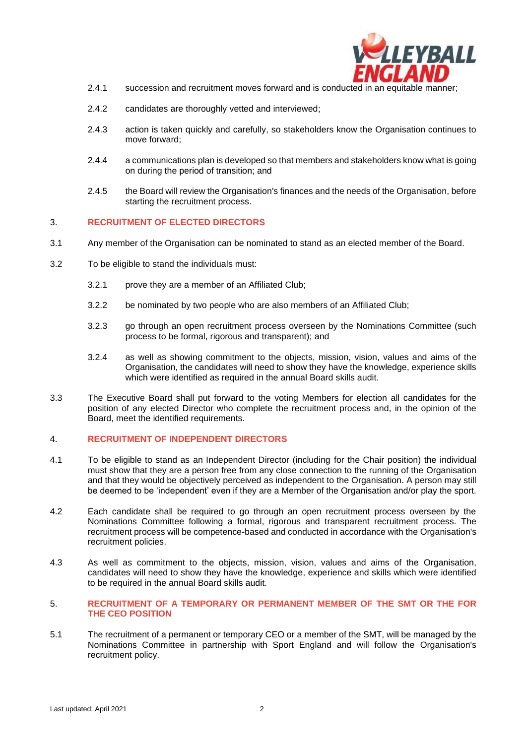2.4.1 succession and recruitment moves forward and is conducted in an equitable manner;

2.4.2 candidates are thoroughly vetted and interviewed;

2.4.3 action is taken quickly and carefully, so stakeholders know the Organisation continues to move forward;

2.4.4 a communications plan is developed so that members and stakeholders know what is going on during the period of transition; and

2.4.5 the Board will review the Organisation's finances and the needs of the Organisation, before starting the recruitment process.

## 3. RECRUITMENT OF ELECTED DIRECTORS

3.1 Any member of the Organisation can be nominated to stand as an elected member of the Board.

3.2 To be eligible to stand the individuals must:

3.2.1 prove they are a member of an Affiliated Club;

3.2.2 be nominated by two people who are also members of an Affiliated Club;

3.2.3 go through an open recruitment process overseen by the Nominations Committee (such process to be formal, rigorous and transparent); and

3.2.4 as well as showing commitment to the objects, mission, vision, values and aims of the Organisation, the candidates will need to show they have the knowledge, experience skills which were identified as required in the annual Board skills audit.

3.3 The Executive Board shall put forward to the voting Members for election all candidates for the position of any elected Director who complete the recruitment process and, in the opinion of the Board, meet the identified requirements.

## 4. RECRUITMENT OF INDEPENDENT DIRECTORS

4.1 To be eligible to stand as an Independent Director (including for the Chair position) the individual must show that they are a person free from any close connection to the running of the Organisation and that they would be objectively perceived as independent to the Organisation. A person may still be deemed to be 'independent' even if they are a Member of the Organisation and/or play the sport.

4.2 Each candidate shall be required to go through an open recruitment process overseen by the Nominations Committee following a formal, rigorous and transparent recruitment process. The recruitment process will be competence-based and conducted in accordance with the Organisation's recruitment policies.

4.3 As well as commitment to the objects, mission, vision, values and aims of the Organisation, candidates will need to show they have the knowledge, experience and skills which were identified to be required in the annual Board skills audit.

## 5. RECRUITMENT OF A TEMPORARY OR PERMANENT MEMBER OF THE SMT OR THE FOR THE CEO POSITION

5.1 The recruitment of a permanent or temporary CEO or a member of the SMT, will be managed by the Nominations Committee in partnership with Sport England and will follow the Organisation's recruitment policy.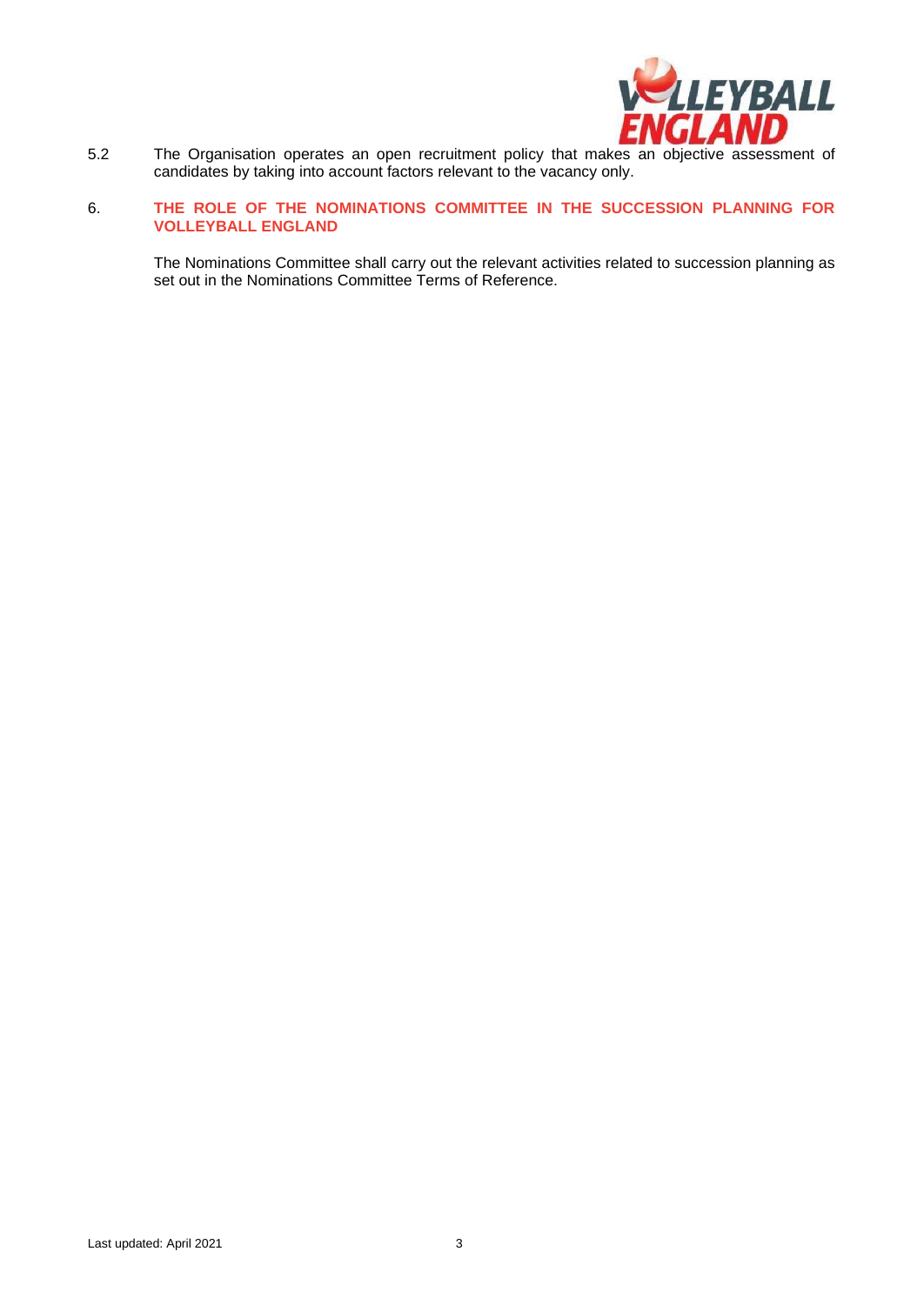5.2 The Organisation operates an open recruitment policy that makes an objective assessment of candidates by taking into account factors relevant to the vacancy only.

## 6. THE ROLE OF THE NOMINATIONS COMMITTEE IN THE SUCCESSION PLANNING FOR VOLLEYBALL ENGLAND

The Nominations Committee shall carry out the relevant activities related to succession planning as set out in the Nominations Committee Terms of Reference.

Last updated: April 2021